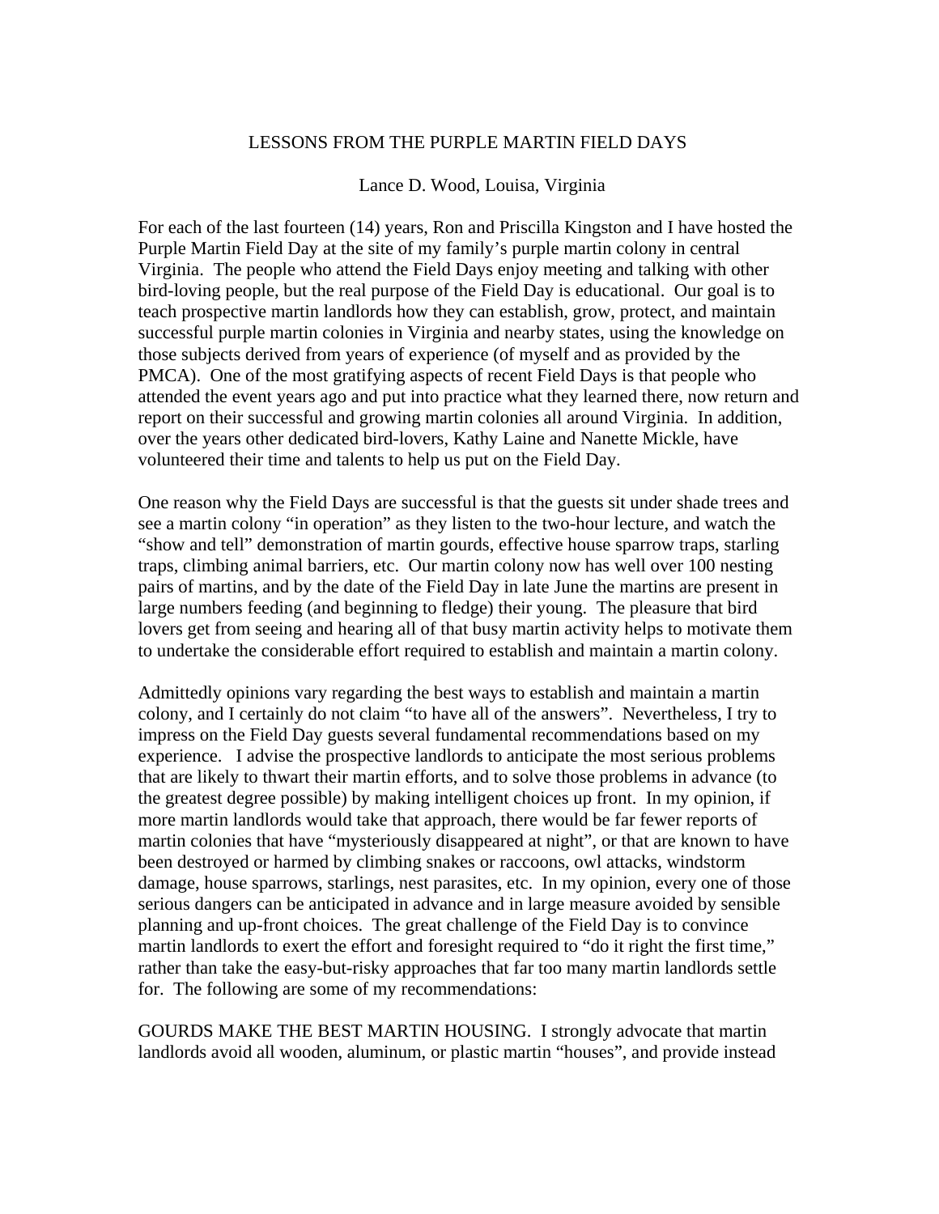# LESSONS FROM THE PURPLE MARTIN FIELD DAYS

Lance D. Wood, Louisa, Virginia

For each of the last fourteen (14) years, Ron and Priscilla Kingston and I have hosted the Purple Martin Field Day at the site of my family's purple martin colony in central Virginia. The people who attend the Field Days enjoy meeting and talking with other bird-loving people, but the real purpose of the Field Day is educational. Our goal is to teach prospective martin landlords how they can establish, grow, protect, and maintain successful purple martin colonies in Virginia and nearby states, using the knowledge on those subjects derived from years of experience (of myself and as provided by the PMCA). One of the most gratifying aspects of recent Field Days is that people who attended the event years ago and put into practice what they learned there, now return and report on their successful and growing martin colonies all around Virginia. In addition, over the years other dedicated bird-lovers, Kathy Laine and Nanette Mickle, have volunteered their time and talents to help us put on the Field Day.

One reason why the Field Days are successful is that the guests sit under shade trees and see a martin colony "in operation" as they listen to the two-hour lecture, and watch the "show and tell" demonstration of martin gourds, effective house sparrow traps, starling traps, climbing animal barriers, etc. Our martin colony now has well over 100 nesting pairs of martins, and by the date of the Field Day in late June the martins are present in large numbers feeding (and beginning to fledge) their young. The pleasure that bird lovers get from seeing and hearing all of that busy martin activity helps to motivate them to undertake the considerable effort required to establish and maintain a martin colony.

Admittedly opinions vary regarding the best ways to establish and maintain a martin colony, and I certainly do not claim "to have all of the answers". Nevertheless, I try to impress on the Field Day guests several fundamental recommendations based on my experience. I advise the prospective landlords to anticipate the most serious problems that are likely to thwart their martin efforts, and to solve those problems in advance (to the greatest degree possible) by making intelligent choices up front. In my opinion, if more martin landlords would take that approach, there would be far fewer reports of martin colonies that have "mysteriously disappeared at night", or that are known to have been destroyed or harmed by climbing snakes or raccoons, owl attacks, windstorm damage, house sparrows, starlings, nest parasites, etc. In my opinion, every one of those serious dangers can be anticipated in advance and in large measure avoided by sensible planning and up-front choices. The great challenge of the Field Day is to convince martin landlords to exert the effort and foresight required to "do it right the first time," rather than take the easy-but-risky approaches that far too many martin landlords settle for. The following are some of my recommendations:

GOURDS MAKE THE BEST MARTIN HOUSING. I strongly advocate that martin landlords avoid all wooden, aluminum, or plastic martin "houses", and provide instead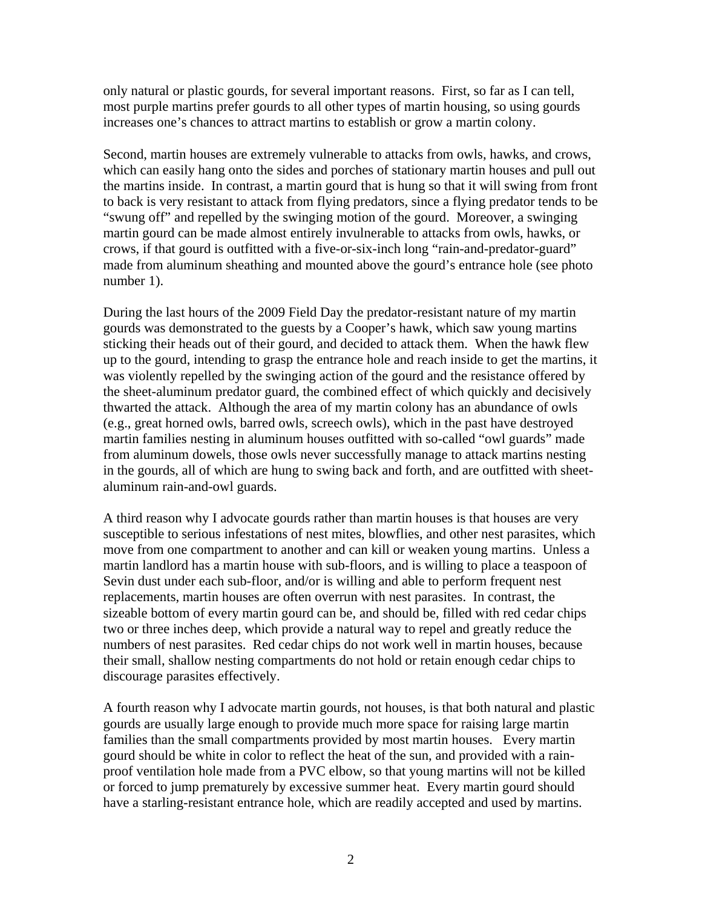only natural or plastic gourds, for several important reasons. First, so far as I can tell, most purple martins prefer gourds to all other types of martin housing, so using gourds increases one's chances to attract martins to establish or grow a martin colony.

Second, martin houses are extremely vulnerable to attacks from owls, hawks, and crows, which can easily hang onto the sides and porches of stationary martin houses and pull out the martins inside. In contrast, a martin gourd that is hung so that it will swing from front to back is very resistant to attack from flying predators, since a flying predator tends to be "swung off" and repelled by the swinging motion of the gourd. Moreover, a swinging martin gourd can be made almost entirely invulnerable to attacks from owls, hawks, or crows, if that gourd is outfitted with a five-or-six-inch long "rain-and-predator-guard" made from aluminum sheathing and mounted above the gourd's entrance hole (see photo number 1).

During the last hours of the 2009 Field Day the predator-resistant nature of my martin gourds was demonstrated to the guests by a Cooper's hawk, which saw young martins sticking their heads out of their gourd, and decided to attack them. When the hawk flew up to the gourd, intending to grasp the entrance hole and reach inside to get the martins, it was violently repelled by the swinging action of the gourd and the resistance offered by the sheet-aluminum predator guard, the combined effect of which quickly and decisively thwarted the attack. Although the area of my martin colony has an abundance of owls (e.g., great horned owls, barred owls, screech owls), which in the past have destroyed martin families nesting in aluminum houses outfitted with so-called "owl guards" made from aluminum dowels, those owls never successfully manage to attack martins nesting in the gourds, all of which are hung to swing back and forth, and are outfitted with sheet-aluminum rain-and-owl guards.

A third reason why I advocate gourds rather than martin houses is that houses are very susceptible to serious infestations of nest mites, blowflies, and other nest parasites, which move from one compartment to another and can kill or weaken young martins. Unless a martin landlord has a martin house with sub-floors, and is willing to place a teaspoon of Sevin dust under each sub-floor, and/or is willing and able to perform frequent nest replacements, martin houses are often overrun with nest parasites. In contrast, the sizeable bottom of every martin gourd can be, and should be, filled with red cedar chips two or three inches deep, which provide a natural way to repel and greatly reduce the numbers of nest parasites. Red cedar chips do not work well in martin houses, because their small, shallow nesting compartments do not hold or retain enough cedar chips to discourage parasites effectively.

A fourth reason why I advocate martin gourds, not houses, is that both natural and plastic gourds are usually large enough to provide much more space for raising large martin families than the small compartments provided by most martin houses. Every martin gourd should be white in color to reflect the heat of the sun, and provided with a rain-proof ventilation hole made from a PVC elbow, so that young martins will not be killed or forced to jump prematurely by excessive summer heat. Every martin gourd should have a starling-resistant entrance hole, which are readily accepted and used by martins.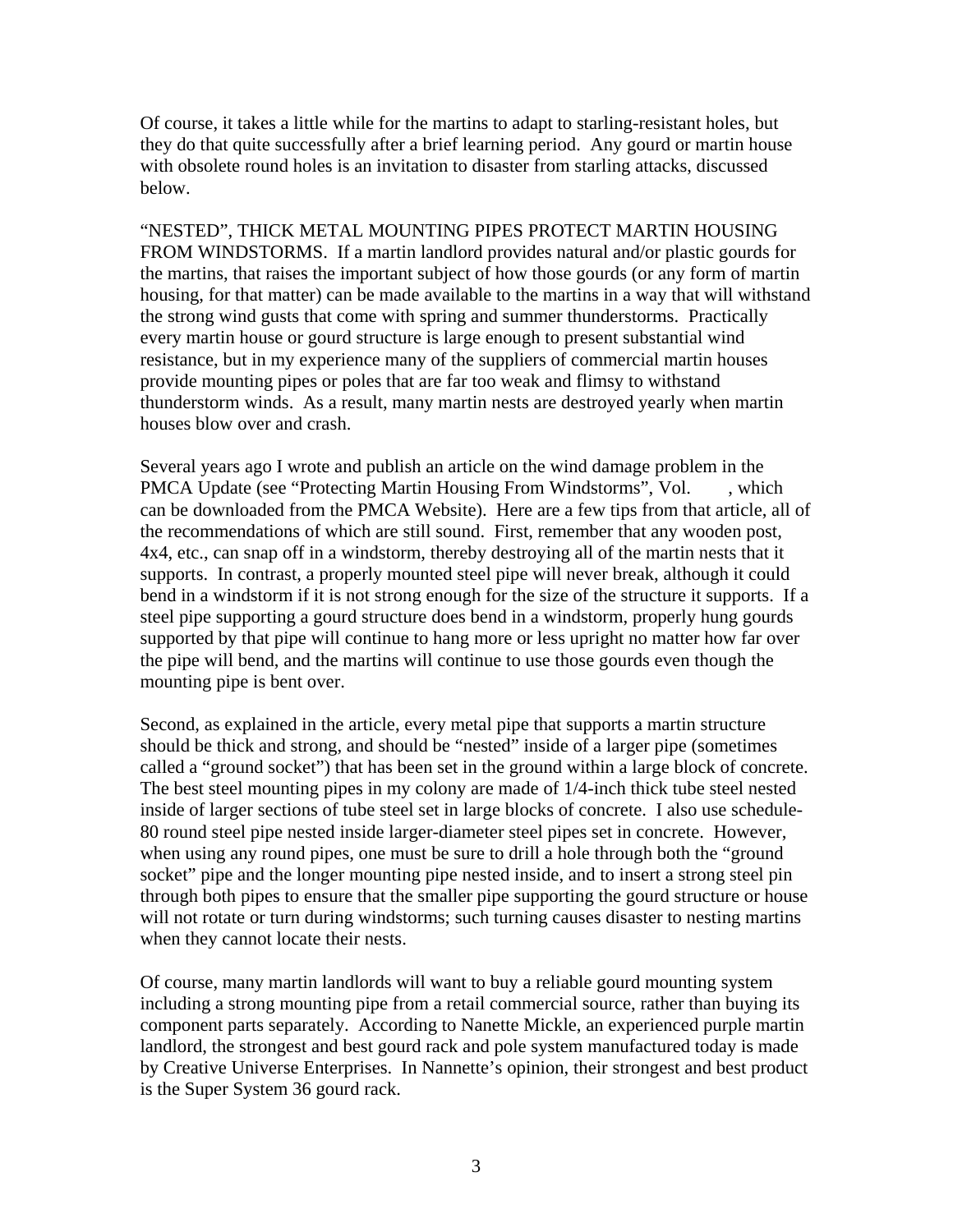Of course, it takes a little while for the martins to adapt to starling-resistant holes, but they do that quite successfully after a brief learning period. Any gourd or martin house with obsolete round holes is an invitation to disaster from starling attacks, discussed below.

“NESTED”, THICK METAL MOUNTING PIPES PROTECT MARTIN HOUSING FROM WINDSTORMS. If a martin landlord provides natural and/or plastic gourds for the martins, that raises the important subject of how those gourds (or any form of martin housing, for that matter) can be made available to the martins in a way that will withstand the strong wind gusts that come with spring and summer thunderstorms. Practically every martin house or gourd structure is large enough to present substantial wind resistance, but in my experience many of the suppliers of commercial martin houses provide mounting pipes or poles that are far too weak and flimsy to withstand thunderstorm winds. As a result, many martin nests are destroyed yearly when martin houses blow over and crash.

Several years ago I wrote and publish an article on the wind damage problem in the PMCA Update (see “Protecting Martin Housing From Windstorms”, Vol. , which can be downloaded from the PMCA Website). Here are a few tips from that article, all of the recommendations of which are still sound. First, remember that any wooden post, 4x4, etc., can snap off in a windstorm, thereby destroying all of the martin nests that it supports. In contrast, a properly mounted steel pipe will never break, although it could bend in a windstorm if it is not strong enough for the size of the structure it supports. If a steel pipe supporting a gourd structure does bend in a windstorm, properly hung gourds supported by that pipe will continue to hang more or less upright no matter how far over the pipe will bend, and the martins will continue to use those gourds even though the mounting pipe is bent over.

Second, as explained in the article, every metal pipe that supports a martin structure should be thick and strong, and should be “nested” inside of a larger pipe (sometimes called a “ground socket”) that has been set in the ground within a large block of concrete. The best steel mounting pipes in my colony are made of 1/4-inch thick tube steel nested inside of larger sections of tube steel set in large blocks of concrete. I also use schedule-80 round steel pipe nested inside larger-diameter steel pipes set in concrete. However, when using any round pipes, one must be sure to drill a hole through both the “ground socket” pipe and the longer mounting pipe nested inside, and to insert a strong steel pin through both pipes to ensure that the smaller pipe supporting the gourd structure or house will not rotate or turn during windstorms; such turning causes disaster to nesting martins when they cannot locate their nests.

Of course, many martin landlords will want to buy a reliable gourd mounting system including a strong mounting pipe from a retail commercial source, rather than buying its component parts separately. According to Nanette Mickle, an experienced purple martin landlord, the strongest and best gourd rack and pole system manufactured today is made by Creative Universe Enterprises. In Nannette’s opinion, their strongest and best product is the Super System 36 gourd rack.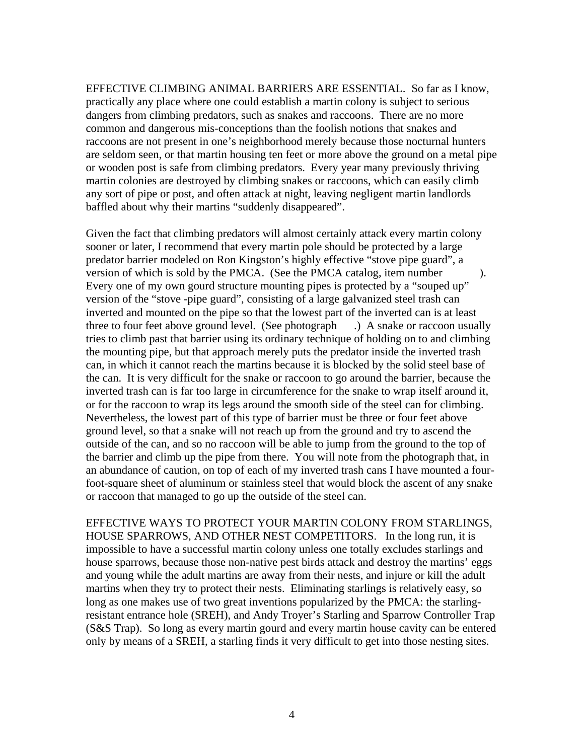EFFECTIVE CLIMBING ANIMAL BARRIERS ARE ESSENTIAL. So far as I know, practically any place where one could establish a martin colony is subject to serious dangers from climbing predators, such as snakes and raccoons. There are no more common and dangerous mis-conceptions than the foolish notions that snakes and raccoons are not present in one's neighborhood merely because those nocturnal hunters are seldom seen, or that martin housing ten feet or more above the ground on a metal pipe or wooden post is safe from climbing predators. Every year many previously thriving martin colonies are destroyed by climbing snakes or raccoons, which can easily climb any sort of pipe or post, and often attack at night, leaving negligent martin landlords baffled about why their martins "suddenly disappeared".

Given the fact that climbing predators will almost certainly attack every martin colony sooner or later, I recommend that every martin pole should be protected by a large predator barrier modeled on Ron Kingston's highly effective "stove pipe guard", a version of which is sold by the PMCA. (See the PMCA catalog, item number ). Every one of my own gourd structure mounting pipes is protected by a "souped up" version of the "stove -pipe guard", consisting of a large galvanized steel trash can inverted and mounted on the pipe so that the lowest part of the inverted can is at least three to four feet above ground level. (See photograph .) A snake or raccoon usually tries to climb past that barrier using its ordinary technique of holding on to and climbing the mounting pipe, but that approach merely puts the predator inside the inverted trash can, in which it cannot reach the martins because it is blocked by the solid steel base of the can. It is very difficult for the snake or raccoon to go around the barrier, because the inverted trash can is far too large in circumference for the snake to wrap itself around it, or for the raccoon to wrap its legs around the smooth side of the steel can for climbing. Nevertheless, the lowest part of this type of barrier must be three or four feet above ground level, so that a snake will not reach up from the ground and try to ascend the outside of the can, and so no raccoon will be able to jump from the ground to the top of the barrier and climb up the pipe from there. You will note from the photograph that, in an abundance of caution, on top of each of my inverted trash cans I have mounted a four-foot-square sheet of aluminum or stainless steel that would block the ascent of any snake or raccoon that managed to go up the outside of the steel can.

EFFECTIVE WAYS TO PROTECT YOUR MARTIN COLONY FROM STARLINGS, HOUSE SPARROWS, AND OTHER NEST COMPETITORS. In the long run, it is impossible to have a successful martin colony unless one totally excludes starlings and house sparrows, because those non-native pest birds attack and destroy the martins' eggs and young while the adult martins are away from their nests, and injure or kill the adult martins when they try to protect their nests. Eliminating starlings is relatively easy, so long as one makes use of two great inventions popularized by the PMCA: the starling-resistant entrance hole (SREH), and Andy Troyer's Starling and Sparrow Controller Trap (S&S Trap). So long as every martin gourd and every martin house cavity can be entered only by means of a SREH, a starling finds it very difficult to get into those nesting sites.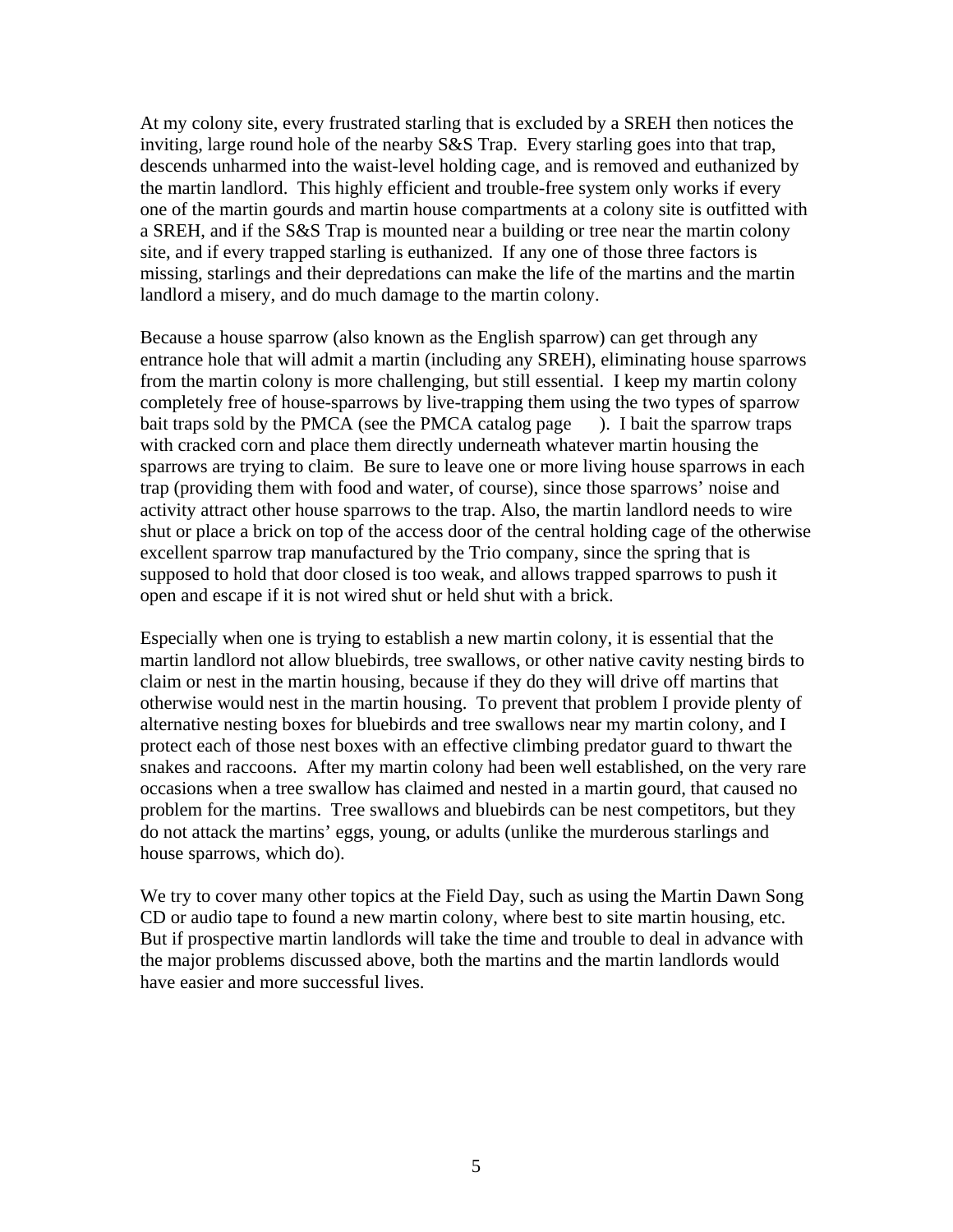At my colony site, every frustrated starling that is excluded by a SREH then notices the inviting, large round hole of the nearby S&S Trap. Every starling goes into that trap, descends unharmed into the waist-level holding cage, and is removed and euthanized by the martin landlord. This highly efficient and trouble-free system only works if every one of the martin gourds and martin house compartments at a colony site is outfitted with a SREH, and if the S&S Trap is mounted near a building or tree near the martin colony site, and if every trapped starling is euthanized. If any one of those three factors is missing, starlings and their depredations can make the life of the martins and the martin landlord a misery, and do much damage to the martin colony.

Because a house sparrow (also known as the English sparrow) can get through any entrance hole that will admit a martin (including any SREH), eliminating house sparrows from the martin colony is more challenging, but still essential. I keep my martin colony completely free of house-sparrows by live-trapping them using the two types of sparrow bait traps sold by the PMCA (see the PMCA catalog page ). I bait the sparrow traps with cracked corn and place them directly underneath whatever martin housing the sparrows are trying to claim. Be sure to leave one or more living house sparrows in each trap (providing them with food and water, of course), since those sparrows' noise and activity attract other house sparrows to the trap. Also, the martin landlord needs to wire shut or place a brick on top of the access door of the central holding cage of the otherwise excellent sparrow trap manufactured by the Trio company, since the spring that is supposed to hold that door closed is too weak, and allows trapped sparrows to push it open and escape if it is not wired shut or held shut with a brick.

Especially when one is trying to establish a new martin colony, it is essential that the martin landlord not allow bluebirds, tree swallows, or other native cavity nesting birds to claim or nest in the martin housing, because if they do they will drive off martins that otherwise would nest in the martin housing. To prevent that problem I provide plenty of alternative nesting boxes for bluebirds and tree swallows near my martin colony, and I protect each of those nest boxes with an effective climbing predator guard to thwart the snakes and raccoons. After my martin colony had been well established, on the very rare occasions when a tree swallow has claimed and nested in a martin gourd, that caused no problem for the martins. Tree swallows and bluebirds can be nest competitors, but they do not attack the martins' eggs, young, or adults (unlike the murderous starlings and house sparrows, which do).

We try to cover many other topics at the Field Day, such as using the Martin Dawn Song CD or audio tape to found a new martin colony, where best to site martin housing, etc. But if prospective martin landlords will take the time and trouble to deal in advance with the major problems discussed above, both the martins and the martin landlords would have easier and more successful lives.